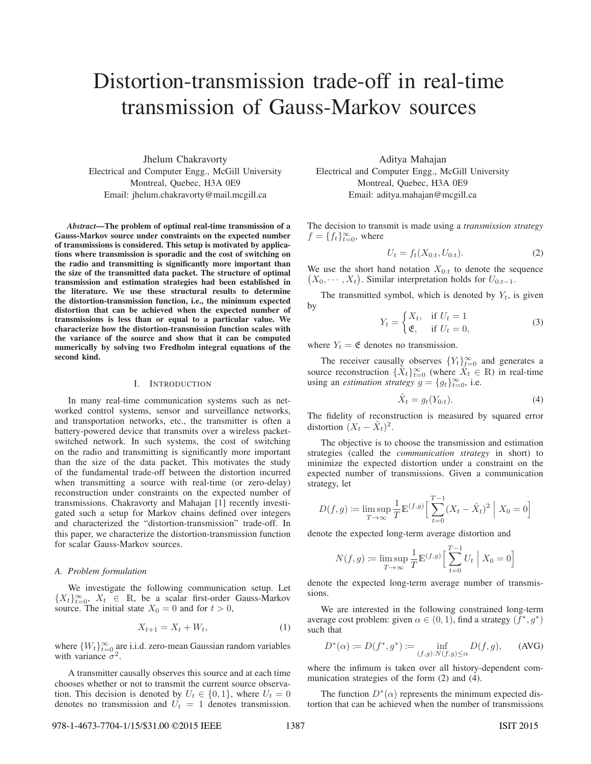# Distortion-transmission trade-off in real-time transmission of Gauss-Markov sources

Jhelum Chakravorty
Electrical and Computer Engg., McGill University
Montreal, Quebec, H3A 0E9
Email: jhelum.chakravorty@mail.mcgill.ca

Aditya Mahajan
Electrical and Computer Engg., McGill University
Montreal, Quebec, H3A 0E9
Email: aditya.mahajan@mcgill.ca

***Abstract*—The problem of optimal real-time transmission of a Gauss-Markov source under constraints on the expected number of transmissions is considered. This setup is motivated by applications where transmission is sporadic and the cost of switching on the radio and transmitting is significantly more important than the size of the transmitted data packet. The structure of optimal transmission and estimation strategies had been established in the literature. We use these structural results to determine the distortion-transmission function, i.e., the minimum expected distortion that can be achieved when the expected number of transmissions is less than or equal to a particular value. We characterize how the distortion-transmission function scales with the variance of the source and show that it can be computed numerically by solving two Fredholm integral equations of the second kind.**

## I. Introduction

In many real-time communication systems such as networked control systems, sensor and surveillance networks, and transportation networks, etc., the transmitter is often a battery-powered device that transmits over a wireless packet-switched network. In such systems, the cost of switching on the radio and transmitting is significantly more important than the size of the data packet. This motivates the study of the fundamental trade-off between the distortion incurred when transmitting a source with real-time (or zero-delay) reconstruction under constraints on the expected number of transmissions. Chakravorty and Mahajan [1] recently investigated such a setup for Markov chains defined over integers and characterized the "distortion-transmission" trade-off. In this paper, we characterize the distortion-transmission function for scalar Gauss-Markov sources.

### A. Problem formulation

We investigate the following communication setup. Let $\{X_t\}_{t=0}^{\infty}$, $X_t \in \mathbb{R}$, be a scalar first-order Gauss-Markov source. The initial state $X_0 = 0$ and for $t > 0$,

$$X_{t+1} = X_t + W_t, \tag{1}$$

where $\{W_t\}_{t=0}^{\infty}$ are i.i.d. zero-mean Gaussian random variables with variance $\sigma^2$.

A transmitter causally observes this source and at each time chooses whether or not to transmit the current source observation. This decision is denoted by $U_t \in \{0, 1\}$, where $U_t = 0$ denotes no transmission and $U_t = 1$ denotes transmission. The decision to transmit is made using a *transmission strategy* $f = \{f_t\}_{t=0}^{\infty}$, where

$$U_t = f_t(X_{0:t}, U_{0:t}). \tag{2}$$

We use the short hand notation $X_{0:t}$ to denote the sequence $(X_0, \cdots, X_t)$. Similar interpretation holds for $U_{0:t-1}$.

The transmitted symbol, which is denoted by $Y_t$, is given by

$$Y_t = \begin{cases} X_t, & \text{if } U_t = 1 \\ \mathfrak{E}, & \text{if } U_t = 0, \end{cases} \tag{3}$$

where $Y_t = \mathfrak{E}$ denotes no transmission.

The receiver causally observes $\{Y_t\}_{t=0}^{\infty}$ and generates a source reconstruction $\{\hat{X}_t\}_{t=0}^{\infty}$ (where $\hat{X}_t \in \mathbb{R}$) in real-time using an *estimation strategy* $g = \{g_t\}_{t=0}^{\infty}$, i.e.

$$\hat{X}_t = g_t(Y_{0:t}). \tag{4}$$

The fidelity of reconstruction is measured by squared error distortion $(X_t - \hat{X}_t)^2$.

The objective is to choose the transmission and estimation strategies (called the *communication strategy* in short) to minimize the expected distortion under a constraint on the expected number of transmissions. Given a communication strategy, let

$$D(f, g) \coloneqq \limsup_{T \to \infty} \frac{1}{T} \mathbb{E}^{(f,g)} \Big[ \sum_{t=0}^{T-1} (X_t - \hat{X}_t)^2 \;\Big|\; X_0 = 0 \Big]$$

denote the expected long-term average distortion and

$$N(f, g) \coloneqq \limsup_{T \to \infty} \frac{1}{T} \mathbb{E}^{(f,g)} \Big[ \sum_{t=0}^{T-1} U_t \;\Big|\; X_0 = 0 \Big]$$

denote the expected long-term average number of transmissions.

We are interested in the following constrained long-term average cost problem: given $\alpha \in (0, 1)$, find a strategy $(f^*, g^*)$ such that

$$D^*(\alpha) \coloneqq D(f^*, g^*) \coloneqq \inf_{(f,g): N(f,g) \le \alpha} D(f, g), \tag{AVG}$$

where the infimum is taken over all history-dependent communication strategies of the form (2) and (4).

The function $D^*(\alpha)$ represents the minimum expected distortion that can be achieved when the number of transmissions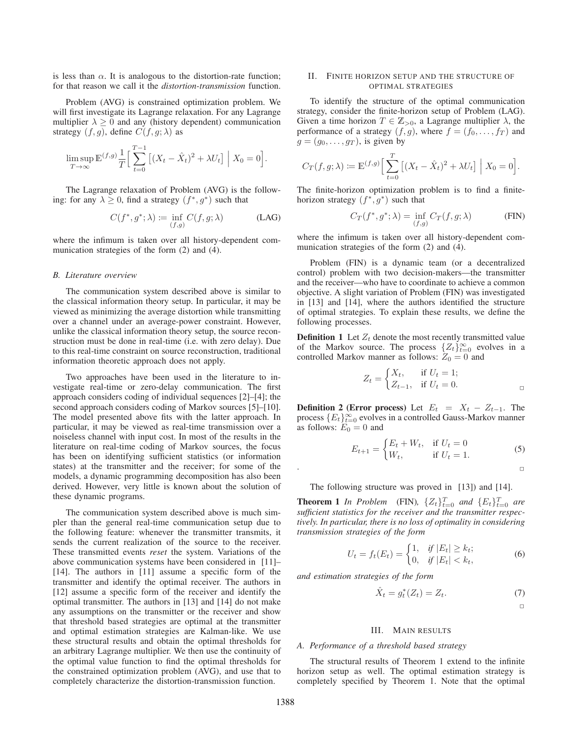is less than $\alpha$. It is analogous to the distortion-rate function; for that reason we call it the *distortion-transmission* function.

Problem (AVG) is constrained optimization problem. We will first investigate its Lagrange relaxation. For any Lagrange multiplier $\lambda \geq 0$ and any (history dependent) communication strategy $(f, g)$, define $C(f, g; \lambda)$ as

$$\limsup_{T\to\infty} \mathbb{E}^{(f,g)} \frac{1}{T}\Big[\sum_{t=0}^{T-1} \big[(X_t - \hat{X}_t)^2 + \lambda U_t\big] \;\Big|\; X_0 = 0\Big].$$

The Lagrange relaxation of Problem (AVG) is the following: for any $\lambda \geq 0$, find a strategy $(f^*, g^*)$ such that

$$C(f^*, g^*; \lambda) \coloneqq \inf_{(f,g)} C(f, g; \lambda) \qquad \text{(LAG)}$$

where the infimum is taken over all history-dependent communication strategies of the form (2) and (4).

### B. Literature overview

The communication system described above is similar to the classical information theory setup. In particular, it may be viewed as minimizing the average distortion while transmitting over a channel under an average-power constraint. However, unlike the classical information theory setup, the source reconstruction must be done in real-time (i.e. with zero delay). Due to this real-time constraint on source reconstruction, traditional information theoretic approach does not apply.

Two approaches have been used in the literature to investigate real-time or zero-delay communication. The first approach considers coding of individual sequences [2]–[4]; the second approach considers coding of Markov sources [5]–[10]. The model presented above fits with the latter approach. In particular, it may be viewed as real-time transmission over a noiseless channel with input cost. In most of the results in the literature on real-time coding of Markov sources, the focus has been on identifying sufficient statistics (or information states) at the transmitter and the receiver; for some of the models, a dynamic programming decomposition has also been derived. However, very little is known about the solution of these dynamic programs.

The communication system described above is much simpler than the general real-time communication setup due to the following feature: whenever the transmitter transmits, it sends the current realization of the source to the receiver. These transmitted events *reset* the system. Variations of the above communication systems have been considered in [11]–[14]. The authors in [11] assume a specific form of the transmitter and identify the optimal receiver. The authors in [12] assume a specific form of the receiver and identify the optimal transmitter. The authors in [13] and [14] do not make any assumptions on the transmitter or the receiver and show that threshold based strategies are optimal at the transmitter and optimal estimation strategies are Kalman-like. We use these structural results and obtain the optimal thresholds for an arbitrary Lagrange multiplier. We then use the continuity of the optimal value function to find the optimal thresholds for the constrained optimization problem (AVG), and use that to completely characterize the distortion-transmission function.

## II. Finite horizon setup and the structure of optimal strategies

To identify the structure of the optimal communication strategy, consider the finite-horizon setup of Problem (LAG). Given a time horizon $T \in \mathbb{Z}_{>0}$, a Lagrange multiplier $\lambda$, the performance of a strategy $(f, g)$, where $f = (f_0, \dots, f_T)$ and $g = (g_0, \dots, g_T)$, is given by

$$C_T(f, g; \lambda) \coloneqq \mathbb{E}^{(f,g)}\Big[\sum_{t=0}^{T} \big[(X_t - \hat{X}_t)^2 + \lambda U_t\big] \;\Big|\; X_0 = 0\Big].$$

The finite-horizon optimization problem is to find a finite-horizon strategy $(f^*, g^*)$ such that

$$C_T(f^*, g^*; \lambda) = \inf_{(f,g)} C_T(f, g; \lambda) \qquad \text{(FIN)}$$

where the infimum is taken over all history-dependent communication strategies of the form (2) and (4).

Problem (FIN) is a dynamic team (or a decentralized control) problem with two decision-makers—the transmitter and the receiver—who have to coordinate to achieve a common objective. A slight variation of Problem (FIN) was investigated in [13] and [14], where the authors identified the structure of optimal strategies. To explain these results, we define the following processes.

**Definition 1** Let $Z_t$ denote the most recently transmitted value of the Markov source. The process $\{Z_t\}_{t=0}^{\infty}$ evolves in a controlled Markov manner as follows: $Z_0 = 0$ and

$$Z_t = \begin{cases} X_t, & \text{if } U_t = 1; \\ Z_{t-1}, & \text{if } U_t = 0. \end{cases}$$

□

**Definition 2 (Error process)** Let $E_t = X_t - Z_{t-1}$. The process $\{E_t\}_{t=0}^{\infty}$ evolves in a controlled Gauss-Markov manner as follows: $E_0 = 0$ and

$$E_{t+1} = \begin{cases} E_t + W_t, & \text{if } U_t = 0 \\ W_t, & \text{if } U_t = 1. \end{cases} \qquad (5)$$

. □

The following structure was proved in [13]) and [14].

**Theorem 1** *In Problem (FIN), $\{Z_t\}_{t=0}^{T}$ and $\{E_t\}_{t=0}^{T}$ are sufficient statistics for the receiver and the transmitter respectively. In particular, there is no loss of optimality in considering transmission strategies of the form*

$$U_t = f_t(E_t) = \begin{cases} 1, & \text{if } |E_t| \geq k_t; \\ 0, & \text{if } |E_t| < k_t, \end{cases} \qquad (6)$$

*and estimation strategies of the form*

$$\hat{X}_t = g_t^*(Z_t) = Z_t. \qquad (7)$$

□

## III. Main results

### A. Performance of a threshold based strategy

The structural results of Theorem 1 extend to the infinite horizon setup as well. The optimal estimation strategy is completely specified by Theorem 1. Note that the optimal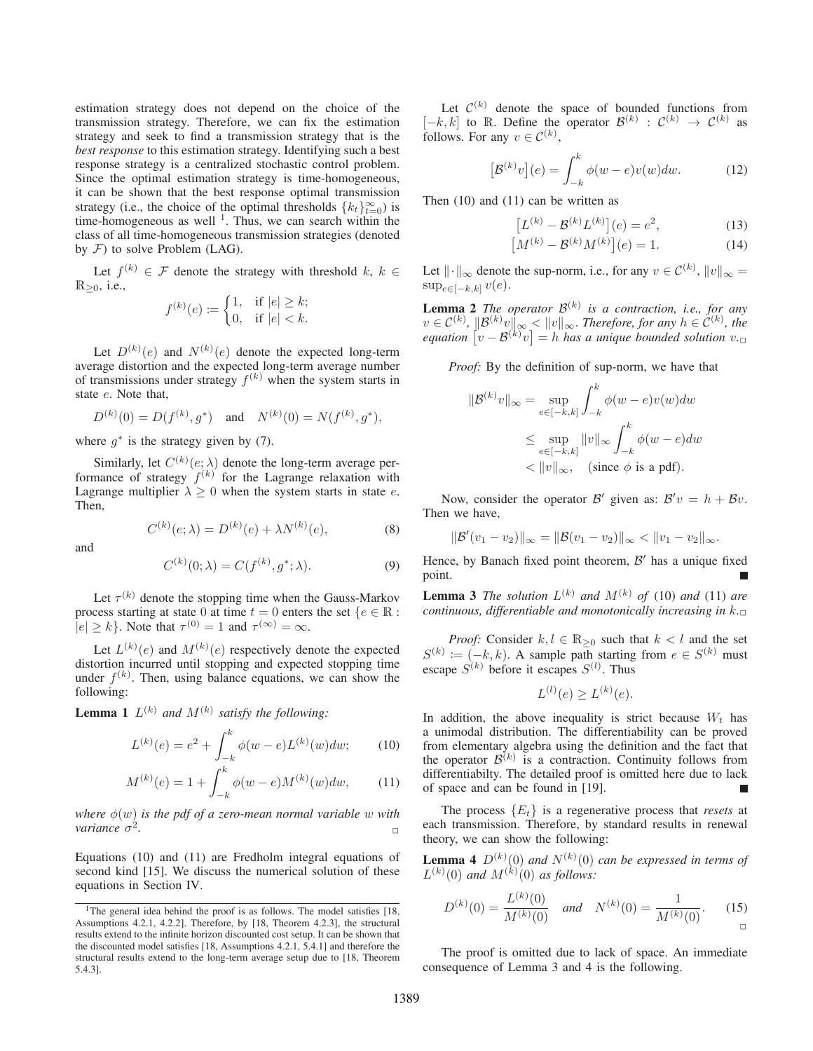estimation strategy does not depend on the choice of the transmission strategy. Therefore, we can fix the estimation strategy and seek to find a transmission strategy that is the *best response* to this estimation strategy. Identifying such a best response strategy is a centralized stochastic control problem. Since the optimal estimation strategy is time-homogeneous, it can be shown that the best response optimal transmission strategy (i.e., the choice of the optimal thresholds $\{k_t\}_{t=0}^{\infty}$) is time-homogeneous as well [1]. Thus, we can search within the class of all time-homogeneous transmission strategies (denoted by $\mathcal{F}$) to solve Problem (LAG).

Let $f^{(k)} \in \mathcal{F}$ denote the strategy with threshold $k$, $k \in \mathbb{R}_{\geq 0}$, i.e.,

$$f^{(k)}(e) := \begin{cases} 1, & \text{if } |e| \geq k; \\ 0, & \text{if } |e| < k. \end{cases}$$

Let $D^{(k)}(e)$ and $N^{(k)}(e)$ denote the expected long-term average distortion and the expected long-term average number of transmissions under strategy $f^{(k)}$ when the system starts in state $e$. Note that,

$$D^{(k)}(0) = D(f^{(k)}, g^*) \quad \text{and} \quad N^{(k)}(0) = N(f^{(k)}, g^*),$$

where $g^*$ is the strategy given by (7).

Similarly, let $C^{(k)}(e; \lambda)$ denote the long-term average performance of strategy $f^{(k)}$ for the Lagrange relaxation with Lagrange multiplier $\lambda \geq 0$ when the system starts in state $e$. Then,

$$C^{(k)}(e; \lambda) = D^{(k)}(e) + \lambda N^{(k)}(e), \tag{8}$$

and

$$C^{(k)}(0; \lambda) = C(f^{(k)}, g^*; \lambda). \tag{9}$$

Let $\tau^{(k)}$ denote the stopping time when the Gauss-Markov process starting at state 0 at time $t = 0$ enters the set $\{e \in \mathbb{R} : |e| \geq k\}$. Note that $\tau^{(0)} = 1$ and $\tau^{(\infty)} = \infty$.

Let $L^{(k)}(e)$ and $M^{(k)}(e)$ respectively denote the expected distortion incurred until stopping and expected stopping time under $f^{(k)}$. Then, using balance equations, we can show the following:

**Lemma 1** *$L^{(k)}$ and $M^{(k)}$ satisfy the following:*

$$L^{(k)}(e) = e^2 + \int_{-k}^{k} \phi(w - e) L^{(k)}(w) dw; \tag{10}$$

$$M^{(k)}(e) = 1 + \int_{-k}^{k} \phi(w - e) M^{(k)}(w) dw, \tag{11}$$

*where $\phi(w)$ is the pdf of a zero-mean normal variable $w$ with variance $\sigma^2$.* □

Equations (10) and (11) are Fredholm integral equations of second kind [15]. We discuss the numerical solution of these equations in Section IV.

[1] The general idea behind the proof is as follows. The model satisfies [18, Assumptions 4.2.1, 4.2.2]. Therefore, by [18, Theorem 4.2.3], the structural results extend to the infinite horizon discounted cost setup. It can be shown that the discounted model satisfies [18, Assumptions 4.2.1, 5.4.1] and therefore the structural results extend to the long-term average setup due to [18, Theorem 5.4.3].

Let $\mathcal{C}^{(k)}$ denote the space of bounded functions from $[-k, k]$ to $\mathbb{R}$. Define the operator $\mathcal{B}^{(k)} : \mathcal{C}^{(k)} \to \mathcal{C}^{(k)}$ as follows. For any $v \in \mathcal{C}^{(k)}$,

$$\big[\mathcal{B}^{(k)} v\big](e) = \int_{-k}^{k} \phi(w - e) v(w) dw. \tag{12}$$

Then (10) and (11) can be written as

$$\big[L^{(k)} - \mathcal{B}^{(k)} L^{(k)}\big](e) = e^2, \tag{13}$$

$$\big[M^{(k)} - \mathcal{B}^{(k)} M^{(k)}\big](e) = 1. \tag{14}$$

Let $\|\cdot\|_\infty$ denote the sup-norm, i.e., for any $v \in \mathcal{C}^{(k)}$, $\|v\|_\infty = \sup_{e \in [-k,k]} v(e)$.

**Lemma 2** *The operator $\mathcal{B}^{(k)}$ is a contraction, i.e., for any $v \in \mathcal{C}^{(k)}$, $\|\mathcal{B}^{(k)} v\|_\infty < \|v\|_\infty$. Therefore, for any $h \in \mathcal{C}^{(k)}$, the equation $\big[v - \mathcal{B}^{(k)} v\big] = h$ has a unique bounded solution $v$.* □

*Proof:* By the definition of sup-norm, we have that

$$\begin{aligned} \|\mathcal{B}^{(k)} v\|_\infty &= \sup_{e \in [-k,k]} \int_{-k}^{k} \phi(w - e) v(w) dw \\ &\leq \sup_{e \in [-k,k]} \|v\|_\infty \int_{-k}^{k} \phi(w - e) dw \\ &< \|v\|_\infty, \quad \text{(since } \phi \text{ is a pdf).} \end{aligned}$$

Now, consider the operator $\mathcal{B}'$ given as: $\mathcal{B}' v = h + \mathcal{B} v$. Then we have,

$$\|\mathcal{B}'(v_1 - v_2)\|_\infty = \|\mathcal{B}(v_1 - v_2)\|_\infty < \|v_1 - v_2\|_\infty.$$

Hence, by Banach fixed point theorem, $\mathcal{B}'$ has a unique fixed point. ■

**Lemma 3** *The solution $L^{(k)}$ and $M^{(k)}$ of (10) and (11) are continuous, differentiable and monotonically increasing in $k$.* □

*Proof:* Consider $k, l \in \mathbb{R}_{\geq 0}$ such that $k < l$ and the set $S^{(k)} := (-k, k)$. A sample path starting from $e \in S^{(k)}$ must escape $S^{(k)}$ before it escapes $S^{(l)}$. Thus

$$L^{(l)}(e) \geq L^{(k)}(e).$$

In addition, the above inequality is strict because $W_t$ has a unimodal distribution. The differentiability can be proved from elementary algebra using the definition and the fact that the operator $\mathcal{B}^{(k)}$ is a contraction. Continuity follows from differentiabilty. The detailed proof is omitted here due to lack of space and can be found in [19]. ■

The process $\{E_t\}$ is a regenerative process that *resets* at each transmission. Therefore, by standard results in renewal theory, we can show the following:

**Lemma 4** *$D^{(k)}(0)$ and $N^{(k)}(0)$ can be expressed in terms of $L^{(k)}(0)$ and $M^{(k)}(0)$ as follows:*

$$D^{(k)}(0) = \frac{L^{(k)}(0)}{M^{(k)}(0)} \quad \text{and} \quad N^{(k)}(0) = \frac{1}{M^{(k)}(0)}. \tag{15}$$

□

The proof is omitted due to lack of space. An immediate consequence of Lemma 3 and 4 is the following.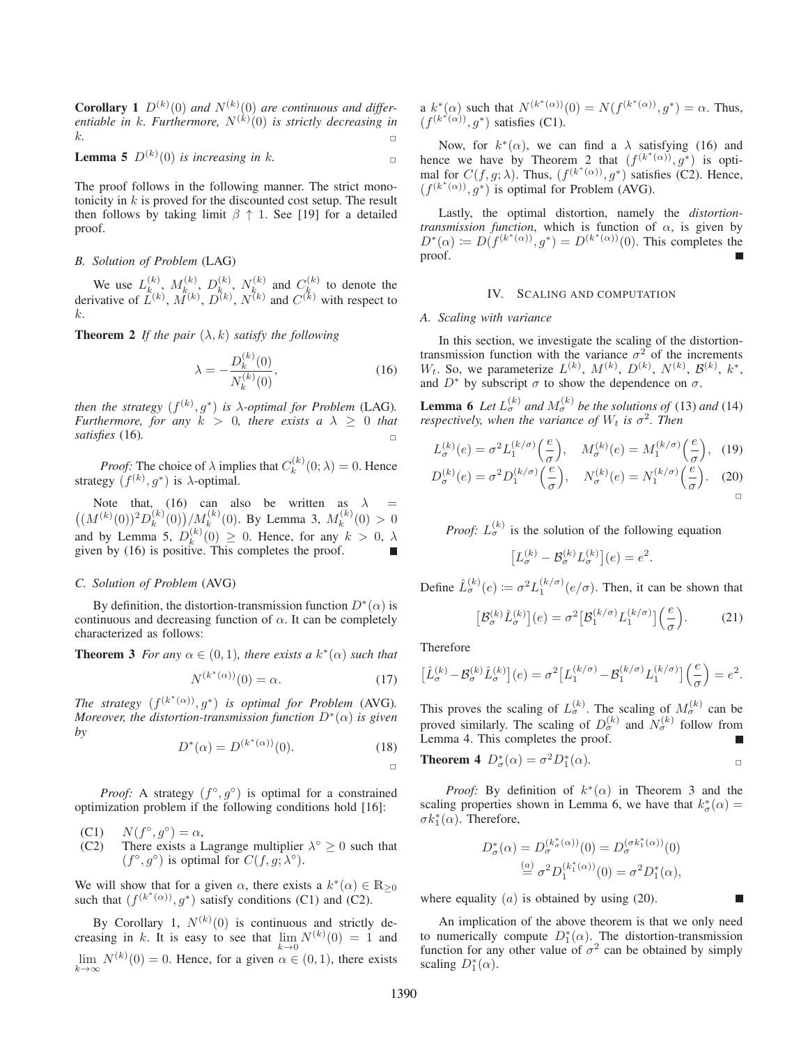**Corollary 1** *$D^{(k)}(0)$ and $N^{(k)}(0)$ are continuous and differentiable in $k$. Furthermore, $N^{(k)}(0)$ is strictly decreasing in $k$.* □

**Lemma 5** *$D^{(k)}(0)$ is increasing in $k$.* □

The proof follows in the following manner. The strict monotonicity in $k$ is proved for the discounted cost setup. The result then follows by taking limit $\beta \uparrow 1$. See [19] for a detailed proof.

### B. Solution of Problem (LAG)

We use $L_k^{(k)}$, $M_k^{(k)}$, $D_k^{(k)}$, $N_k^{(k)}$ and $C_k^{(k)}$ to denote the derivative of $L^{(k)}$, $M^{(k)}$, $D^{(k)}$, $N^{(k)}$ and $C^{(k)}$ with respect to $k$.

**Theorem 2** *If the pair $(\lambda, k)$ satisfy the following*

$$\lambda = -\frac{D_k^{(k)}(0)}{N_k^{(k)}(0)}, \tag{16}$$

*then the strategy $(f^{(k)}, g^*)$ is $\lambda$-optimal for Problem (LAG). Furthermore, for any $k > 0$, there exists a $\lambda \geq 0$ that satisfies (16).* □

*Proof:* The choice of $\lambda$ implies that $C_k^{(k)}(0;\lambda) = 0$. Hence strategy $(f^{(k)}, g^*)$ is $\lambda$-optimal.

Note that, (16) can also be written as $\lambda = \big((M^{(k)}(0))^2 D_k^{(k)}(0)\big)/M_k^{(k)}(0)$. By Lemma 3, $M_k^{(k)}(0) > 0$ and by Lemma 5, $D_k^{(k)}(0) \geq 0$. Hence, for any $k > 0$, $\lambda$ given by (16) is positive. This completes the proof. ■

### C. Solution of Problem (AVG)

By definition, the distortion-transmission function $D^*(\alpha)$ is continuous and decreasing function of $\alpha$. It can be completely characterized as follows:

**Theorem 3** *For any $\alpha \in (0,1)$, there exists a $k^*(\alpha)$ such that*

$$N^{(k^*(\alpha))}(0) = \alpha. \tag{17}$$

*The strategy $(f^{(k^*(\alpha))}, g^*)$ is optimal for Problem (AVG). Moreover, the distortion-transmission function $D^*(\alpha)$ is given by*

$$D^*(\alpha) = D^{(k^*(\alpha))}(0). \tag{18}$$

□

*Proof:* A strategy $(f^\circ, g^\circ)$ is optimal for a constrained optimization problem if the following conditions hold [16]:

- (C1) $N(f^\circ, g^\circ) = \alpha$,
- (C2) There exists a Lagrange multiplier $\lambda^\circ \geq 0$ such that $(f^\circ, g^\circ)$ is optimal for $C(f, g; \lambda^\circ)$.

We will show that for a given $\alpha$, there exists a $k^*(\alpha) \in \mathbb{R}_{\geq 0}$ such that $(f^{(k^*(\alpha))}, g^*)$ satisfy conditions (C1) and (C2).

By Corollary 1, $N^{(k)}(0)$ is continuous and strictly decreasing in $k$. It is easy to see that $\lim_{k \to 0} N^{(k)}(0) = 1$ and $\lim_{k \to \infty} N^{(k)}(0) = 0$. Hence, for a given $\alpha \in (0,1)$, there exists a $k^*(\alpha)$ such that $N^{(k^*(\alpha))}(0) = N(f^{(k^*(\alpha))}, g^*) = \alpha$. Thus, $(f^{(k^*(\alpha))}, g^*)$ satisfies (C1).

Now, for $k^*(\alpha)$, we can find a $\lambda$ satisfying (16) and hence we have by Theorem 2 that $(f^{(k^*(\alpha))}, g^*)$ is optimal for $C(f, g; \lambda)$. Thus, $(f^{(k^*(\alpha))}, g^*)$ satisfies (C2). Hence, $(f^{(k^*(\alpha))}, g^*)$ is optimal for Problem (AVG).

Lastly, the optimal distortion, namely the *distortion-transmission function*, which is function of $\alpha$, is given by $D^*(\alpha) \coloneqq D(f^{(k^*(\alpha))}, g^*) = D^{(k^*(\alpha))}(0)$. This completes the proof. ■

## IV. Scaling and computation

### A. Scaling with variance

In this section, we investigate the scaling of the distortion-transmission function with the variance $\sigma^2$ of the increments $W_t$. So, we parameterize $L^{(k)}$, $M^{(k)}$, $D^{(k)}$, $N^{(k)}$, $\mathcal{B}^{(k)}$, $k^*$, and $D^*$ by subscript $\sigma$ to show the dependence on $\sigma$.

**Lemma 6** *Let $L_\sigma^{(k)}$ and $M_\sigma^{(k)}$ be the solutions of (13) and (14) respectively, when the variance of $W_t$ is $\sigma^2$. Then*

$$L_\sigma^{(k)}(e) = \sigma^2 L_1^{(k/\sigma)}\Big(\frac{e}{\sigma}\Big), \quad M_\sigma^{(k)}(e) = M_1^{(k/\sigma)}\Big(\frac{e}{\sigma}\Big), \tag{19}$$

$$D_\sigma^{(k)}(e) = \sigma^2 D_1^{(k/\sigma)}\Big(\frac{e}{\sigma}\Big), \quad N_\sigma^{(k)}(e) = N_1^{(k/\sigma)}\Big(\frac{e}{\sigma}\Big). \tag{20}$$

□

*Proof:* $L_\sigma^{(k)}$ is the solution of the following equation

$$\big[L_\sigma^{(k)} - \mathcal{B}_\sigma^{(k)} L_\sigma^{(k)}\big](e) = e^2.$$

Define $\hat{L}_\sigma^{(k)}(e) \coloneqq \sigma^2 L_1^{(k/\sigma)}(e/\sigma)$. Then, it can be shown that

$$\big[\mathcal{B}_\sigma^{(k)} \hat{L}_\sigma^{(k)}\big](e) = \sigma^2 \big[\mathcal{B}_1^{(k/\sigma)} L_1^{(k/\sigma)}\big]\Big(\frac{e}{\sigma}\Big). \tag{21}$$

Therefore

$$\big[\hat{L}_\sigma^{(k)} - \mathcal{B}_\sigma^{(k)} \hat{L}_\sigma^{(k)}\big](e) = \sigma^2 \big[L_1^{(k/\sigma)} - \mathcal{B}_1^{(k/\sigma)} L_1^{(k/\sigma)}\big]\Big(\frac{e}{\sigma}\Big) = e^2.$$

This proves the scaling of $L_\sigma^{(k)}$. The scaling of $M_\sigma^{(k)}$ can be proved similarly. The scaling of $D_\sigma^{(k)}$ and $N_\sigma^{(k)}$ follow from Lemma 4. This completes the proof. ■

**Theorem 4** *$D_\sigma^*(\alpha) = \sigma^2 D_1^*(\alpha)$.* □

*Proof:* By definition of $k^*(\alpha)$ in Theorem 3 and the scaling properties shown in Lemma 6, we have that $k_\sigma^*(\alpha) = \sigma k_1^*(\alpha)$. Therefore,

$$D_\sigma^*(\alpha) = D_\sigma^{(k_\sigma^*(\alpha))}(0) = D_\sigma^{(\sigma k_1^*(\alpha))}(0) \stackrel{(a)}{=} \sigma^2 D_1^{(k_1^*(\alpha))}(0) = \sigma^2 D_1^*(\alpha),$$

where equality $(a)$ is obtained by using (20). ■

An implication of the above theorem is that we only need to numerically compute $D_1^*(\alpha)$. The distortion-transmission function for any other value of $\sigma^2$ can be obtained by simply scaling $D_1^*(\alpha)$.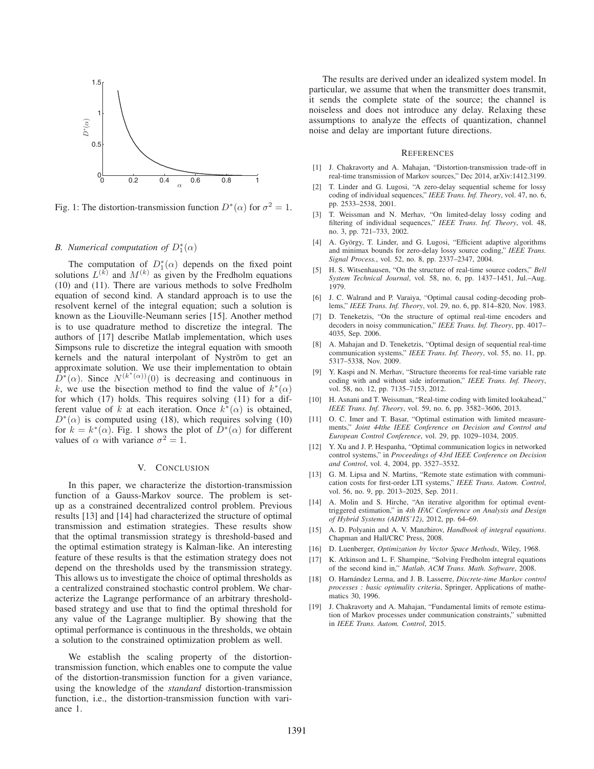1.5
1
$D^*(\alpha)$
0.5
0
0 0.2 0.4 0.6 0.8 1
$\alpha$

Fig. 1: The distortion-transmission function $D^*(\alpha)$ for $\sigma^2 = 1$.

### *B. Numerical computation of $D_1^*(\alpha)$*

The computation of $D_1^*(\alpha)$ depends on the fixed point solutions $L^{(k)}$ and $M^{(k)}$ as given by the Fredholm equations (10) and (11). There are various methods to solve Fredholm equation of second kind. A standard approach is to use the resolvent kernel of the integral equation; such a solution is known as the Liouville-Neumann series [15]. Another method is to use quadrature method to discretize the integral. The authors of [17] describe Matlab implementation, which uses Simpsons rule to discretize the integral equation with smooth kernels and the natural interpolant of Nystrōm to get an approximate solution. We use their implementation to obtain $D^*(\alpha)$. Since $N^{(k^*(\alpha))}(0)$ is decreasing and continuous in $k$, we use the bisection method to find the value of $k^*(\alpha)$ for which (17) holds. This requires solving (11) for a different value of $k$ at each iteration. Once $k^*(\alpha)$ is obtained, $D^*(\alpha)$ is computed using (18), which requires solving (10) for $k = k^*(\alpha)$. Fig. 1 shows the plot of $D^*(\alpha)$ for different values of $\alpha$ with variance $\sigma^2 = 1$.

## V. Conclusion

In this paper, we characterize the distortion-transmission function of a Gauss-Markov source. The problem is set-up as a constrained decentralized control problem. Previous results [13] and [14] had characterized the structure of optimal transmission and estimation strategies. These results show that the optimal transmission strategy is threshold-based and the optimal estimation strategy is Kalman-like. An interesting feature of these results is that the estimation strategy does not depend on the thresholds used by the transmission strategy. This allows us to investigate the choice of optimal thresholds as a centralized constrained stochastic control problem. We characterize the Lagrange performance of an arbitrary threshold-based strategy and use that to find the optimal threshold for any value of the Lagrange multiplier. By showing that the optimal performance is continuous in the thresholds, we obtain a solution to the constrained optimization problem as well.

We establish the scaling property of the distortion-transmission function, which enables one to compute the value of the distortion-transmission function for a given variance, using the knowledge of the *standard* distortion-transmission function, i.e., the distortion-transmission function with variance 1.

The results are derived under an idealized system model. In particular, we assume that when the transmitter does transmit, it sends the complete state of the source; the channel is noiseless and does not introduce any delay. Relaxing these assumptions to analyze the effects of quantization, channel noise and delay are important future directions.

## References

[1] J. Chakravorty and A. Mahajan, "Distortion-transmission trade-off in real-time transmission of Markov sources," Dec 2014, arXiv:1412.3199.

[2] T. Linder and G. Lugosi, "A zero-delay sequential scheme for lossy coding of individual sequences," *IEEE Trans. Inf. Theory*, vol. 47, no. 6, pp. 2533–2538, 2001.

[3] T. Weissman and N. Merhav, "On limited-delay lossy coding and filtering of individual sequences," *IEEE Trans. Inf. Theory*, vol. 48, no. 3, pp. 721–733, 2002.

[4] A. György, T. Linder, and G. Lugosi, "Efficient adaptive algorithms and minimax bounds for zero-delay lossy source coding," *IEEE Trans. Signal Process.*, vol. 52, no. 8, pp. 2337–2347, 2004.

[5] H. S. Witsenhausen, "On the structure of real-time source coders," *Bell System Technical Journal*, vol. 58, no. 6, pp. 1437–1451, Jul.–Aug. 1979.

[6] J. C. Walrand and P. Varaiya, "Optimal causal coding-decoding problems," *IEEE Trans. Inf. Theory*, vol. 29, no. 6, pp. 814–820, Nov. 1983.

[7] D. Teneketzis, "On the structure of optimal real-time encoders and decoders in noisy communication," *IEEE Trans. Inf. Theory*, pp. 4017–4035, Sep. 2006.

[8] A. Mahajan and D. Teneketzis, "Optimal design of sequential real-time communication systems," *IEEE Trans. Inf. Theory*, vol. 55, no. 11, pp. 5317–5338, Nov. 2009.

[9] Y. Kaspi and N. Merhav, "Structure theorems for real-time variable rate coding with and without side information," *IEEE Trans. Inf. Theory*, vol. 58, no. 12, pp. 7135–7153, 2012.

[10] H. Asnani and T. Weissman, "Real-time coding with limited lookahead," *IEEE Trans. Inf. Theory*, vol. 59, no. 6, pp. 3582–3606, 2013.

[11] O. C. Imer and T. Basar, "Optimal estimation with limited measurements," *Joint 44the IEEE Conference on Decision and Control and European Control Conference*, vol. 29, pp. 1029–1034, 2005.

[12] Y. Xu and J. P. Hespanha, "Optimal communication logics in networked control systems," in *Proceedings of 43rd IEEE Conference on Decision and Control*, vol. 4, 2004, pp. 3527–3532.

[13] G. M. Lipsa and N. Martins, "Remote state estimation with communication costs for first-order LTI systems," *IEEE Trans. Autom. Control*, vol. 56, no. 9, pp. 2013–2025, Sep. 2011.

[14] A. Molin and S. Hirche, "An iterative algorithm for optimal event-triggered estimation," in *4th IFAC Conference on Analysis and Design of Hybrid Systems (ADHS'12)*, 2012, pp. 64–69.

[15] A. D. Polyanin and A. V. Manzhirov, *Handbook of integral equations*. Chapman and Hall/CRC Press, 2008.

[16] D. Luenberger, *Optimization by Vector Space Methods*, Wiley, 1968.

[17] K. Atkinson and L. F. Shampine, "Solving Fredholm integral equations of the second kind in," *Matlab, ACM Trans. Math. Software*, 2008.

[18] O. Harnández Lerma, and J. B. Lasserre, *Discrete-time Markov control processes : basic optimality criteria*, Springer, Applications of mathematics 30, 1996.

[19] J. Chakravorty and A. Mahajan, "Fundamental limits of remote estimation of Markov processes under communication constraints," submitted in *IEEE Trans. Autom. Control*, 2015.